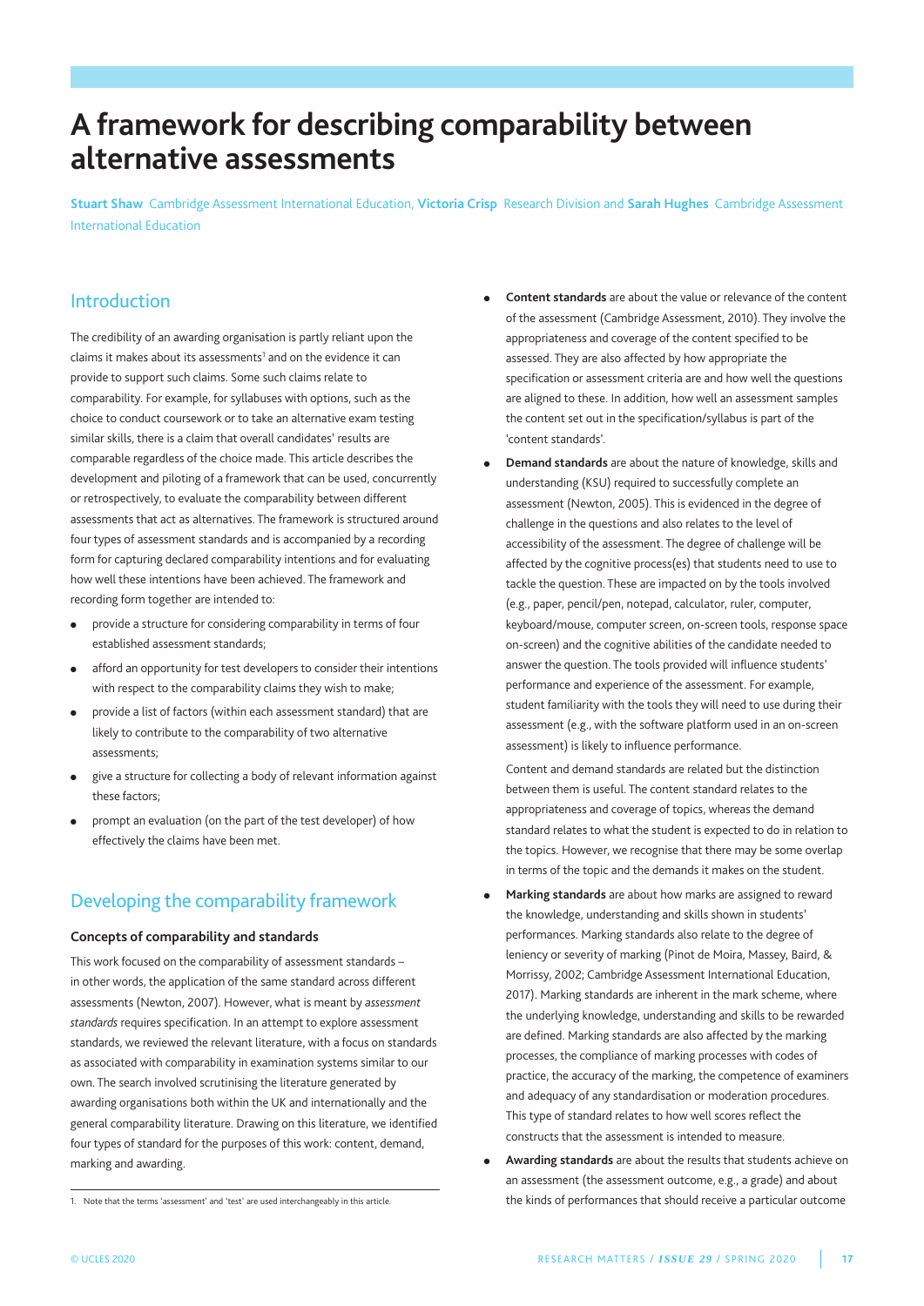# A framework for describing comparability between alternative assessments

**Stuart Shaw** Cambridge Assessment International Education, **Victoria Crisp** Research Division and **Sarah Hughes** Cambridge Assessment International Education

## Introduction

The credibility of an awarding organisation is partly reliant upon the claims it makes about its assessments[1] and on the evidence it can provide to support such claims. Some such claims relate to comparability. For example, for syllabuses with options, such as the choice to conduct coursework or to take an alternative exam testing similar skills, there is a claim that overall candidates' results are comparable regardless of the choice made. This article describes the development and piloting of a framework that can be used, concurrently or retrospectively, to evaluate the comparability between different assessments that act as alternatives. The framework is structured around four types of assessment standards and is accompanied by a recording form for capturing declared comparability intentions and for evaluating how well these intentions have been achieved. The framework and recording form together are intended to:

- provide a structure for considering comparability in terms of four established assessment standards;
- afford an opportunity for test developers to consider their intentions with respect to the comparability claims they wish to make;
- provide a list of factors (within each assessment standard) that are likely to contribute to the comparability of two alternative assessments;
- give a structure for collecting a body of relevant information against these factors;
- prompt an evaluation (on the part of the test developer) of how effectively the claims have been met.

## Developing the comparability framework

### Concepts of comparability and standards

This work focused on the comparability of assessment standards – in other words, the application of the same standard across different assessments (Newton, 2007). However, what is meant by *assessment standards* requires specification. In an attempt to explore assessment standards, we reviewed the relevant literature, with a focus on standards as associated with comparability in examination systems similar to our own. The search involved scrutinising the literature generated by awarding organisations both within the UK and internationally and the general comparability literature. Drawing on this literature, we identified four types of standard for the purposes of this work: content, demand, marking and awarding.

- **Content standards** are about the value or relevance of the content of the assessment (Cambridge Assessment, 2010). They involve the appropriateness and coverage of the content specified to be assessed. They are also affected by how appropriate the specification or assessment criteria are and how well the questions are aligned to these. In addition, how well an assessment samples the content set out in the specification/syllabus is part of the 'content standards'.
- **Demand standards** are about the nature of knowledge, skills and understanding (KSU) required to successfully complete an assessment (Newton, 2005). This is evidenced in the degree of challenge in the questions and also relates to the level of accessibility of the assessment. The degree of challenge will be affected by the cognitive process(es) that students need to use to tackle the question. These are impacted on by the tools involved (e.g., paper, pencil/pen, notepad, calculator, ruler, computer, keyboard/mouse, computer screen, on-screen tools, response space on-screen) and the cognitive abilities of the candidate needed to answer the question. The tools provided will influence students' performance and experience of the assessment. For example, student familiarity with the tools they will need to use during their assessment (e.g., with the software platform used in an on-screen assessment) is likely to influence performance.

  Content and demand standards are related but the distinction between them is useful. The content standard relates to the appropriateness and coverage of topics, whereas the demand standard relates to what the student is expected to do in relation to the topics. However, we recognise that there may be some overlap in terms of the topic and the demands it makes on the student.
- **Marking standards** are about how marks are assigned to reward the knowledge, understanding and skills shown in students' performances. Marking standards also relate to the degree of leniency or severity of marking (Pinot de Moira, Massey, Baird, & Morrissy, 2002; Cambridge Assessment International Education, 2017). Marking standards are inherent in the mark scheme, where the underlying knowledge, understanding and skills to be rewarded are defined. Marking standards are also affected by the marking processes, the compliance of marking processes with codes of practice, the accuracy of the marking, the competence of examiners and adequacy of any standardisation or moderation procedures. This type of standard relates to how well scores reflect the constructs that the assessment is intended to measure.
- **Awarding standards** are about the results that students achieve on an assessment (the assessment outcome, e.g., a grade) and about the kinds of performances that should receive a particular outcome

1. Note that the terms 'assessment' and 'test' are used interchangeably in this article.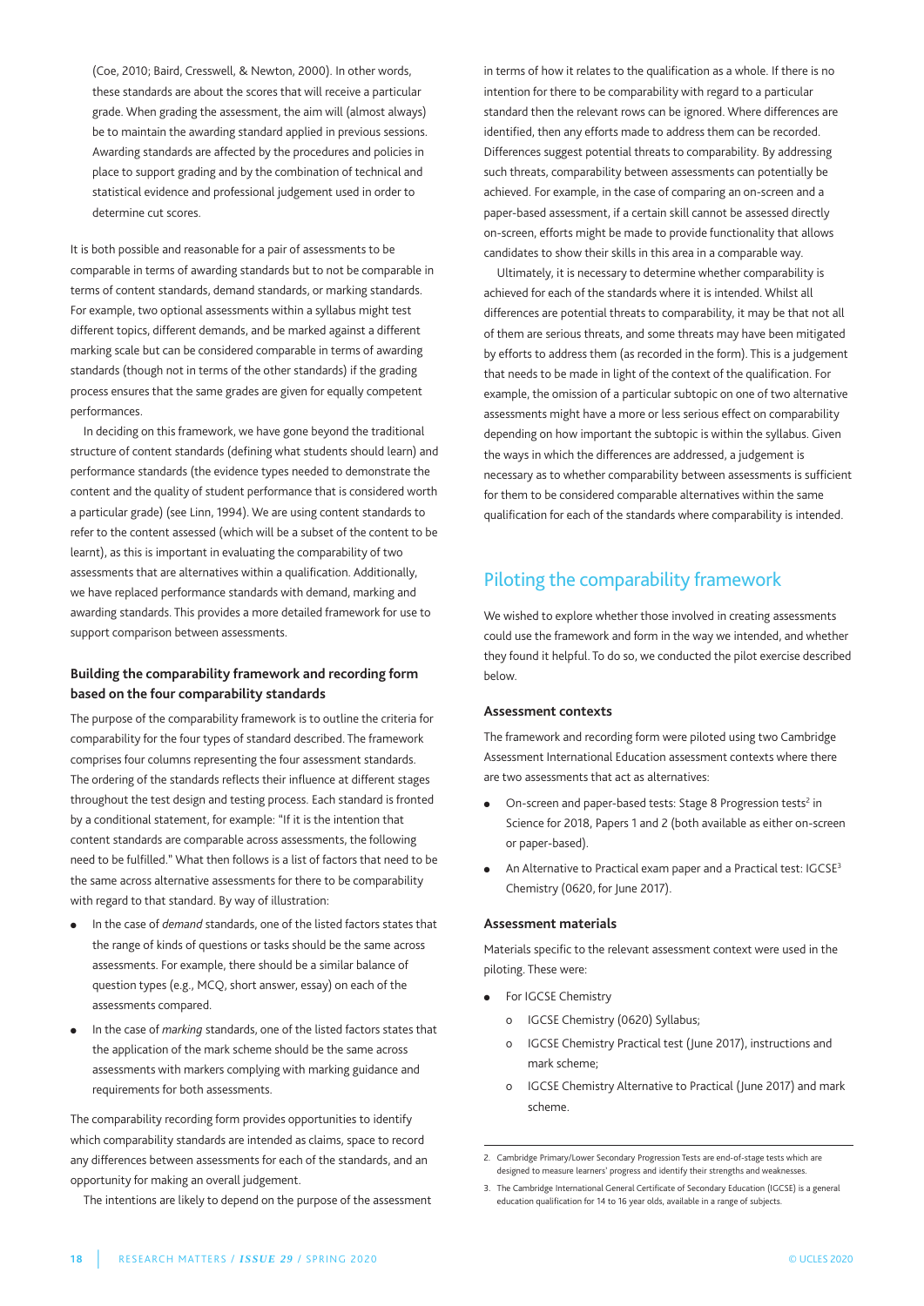(Coe, 2010; Baird, Cresswell, & Newton, 2000). In other words, these standards are about the scores that will receive a particular grade. When grading the assessment, the aim will (almost always) be to maintain the awarding standard applied in previous sessions. Awarding standards are affected by the procedures and policies in place to support grading and by the combination of technical and statistical evidence and professional judgement used in order to determine cut scores.

It is both possible and reasonable for a pair of assessments to be comparable in terms of awarding standards but to not be comparable in terms of content standards, demand standards, or marking standards. For example, two optional assessments within a syllabus might test different topics, different demands, and be marked against a different marking scale but can be considered comparable in terms of awarding standards (though not in terms of the other standards) if the grading process ensures that the same grades are given for equally competent performances.

In deciding on this framework, we have gone beyond the traditional structure of content standards (defining what students should learn) and performance standards (the evidence types needed to demonstrate the content and the quality of student performance that is considered worth a particular grade) (see Linn, 1994). We are using content standards to refer to the content assessed (which will be a subset of the content to be learnt), as this is important in evaluating the comparability of two assessments that are alternatives within a qualification. Additionally, we have replaced performance standards with demand, marking and awarding standards. This provides a more detailed framework for use to support comparison between assessments.

### Building the comparability framework and recording form based on the four comparability standards

The purpose of the comparability framework is to outline the criteria for comparability for the four types of standard described. The framework comprises four columns representing the four assessment standards. The ordering of the standards reflects their influence at different stages throughout the test design and testing process. Each standard is fronted by a conditional statement, for example: "If it is the intention that content standards are comparable across assessments, the following need to be fulfilled." What then follows is a list of factors that need to be the same across alternative assessments for there to be comparability with regard to that standard. By way of illustration:

- In the case of *demand* standards, one of the listed factors states that the range of kinds of questions or tasks should be the same across assessments. For example, there should be a similar balance of question types (e.g., MCQ, short answer, essay) on each of the assessments compared.
- In the case of *marking* standards, one of the listed factors states that the application of the mark scheme should be the same across assessments with markers complying with marking guidance and requirements for both assessments.

The comparability recording form provides opportunities to identify which comparability standards are intended as claims, space to record any differences between assessments for each of the standards, and an opportunity for making an overall judgement.

The intentions are likely to depend on the purpose of the assessment in terms of how it relates to the qualification as a whole. If there is no intention for there to be comparability with regard to a particular standard then the relevant rows can be ignored. Where differences are identified, then any efforts made to address them can be recorded. Differences suggest potential threats to comparability. By addressing such threats, comparability between assessments can potentially be achieved. For example, in the case of comparing an on-screen and a paper-based assessment, if a certain skill cannot be assessed directly on-screen, efforts might be made to provide functionality that allows candidates to show their skills in this area in a comparable way.

Ultimately, it is necessary to determine whether comparability is achieved for each of the standards where it is intended. Whilst all differences are potential threats to comparability, it may be that not all of them are serious threats, and some threats may have been mitigated by efforts to address them (as recorded in the form). This is a judgement that needs to be made in light of the context of the qualification. For example, the omission of a particular subtopic on one of two alternative assessments might have a more or less serious effect on comparability depending on how important the subtopic is within the syllabus. Given the ways in which the differences are addressed, a judgement is necessary as to whether comparability between assessments is sufficient for them to be considered comparable alternatives within the same qualification for each of the standards where comparability is intended.

## Piloting the comparability framework

We wished to explore whether those involved in creating assessments could use the framework and form in the way we intended, and whether they found it helpful. To do so, we conducted the pilot exercise described below.

### Assessment contexts

The framework and recording form were piloted using two Cambridge Assessment International Education assessment contexts where there are two assessments that act as alternatives:

- On-screen and paper-based tests: Stage 8 Progression tests[2] in Science for 2018, Papers 1 and 2 (both available as either on-screen or paper-based).
- An Alternative to Practical exam paper and a Practical test: IGCSE[3] Chemistry (0620, for June 2017).

### Assessment materials

Materials specific to the relevant assessment context were used in the piloting. These were:

- For IGCSE Chemistry
  - IGCSE Chemistry (0620) Syllabus;
  - IGCSE Chemistry Practical test (June 2017), instructions and mark scheme;
  - IGCSE Chemistry Alternative to Practical (June 2017) and mark scheme.

2. Cambridge Primary/Lower Secondary Progression Tests are end-of-stage tests which are designed to measure learners' progress and identify their strengths and weaknesses.

3. The Cambridge International General Certificate of Secondary Education (IGCSE) is a general education qualification for 14 to 16 year olds, available in a range of subjects.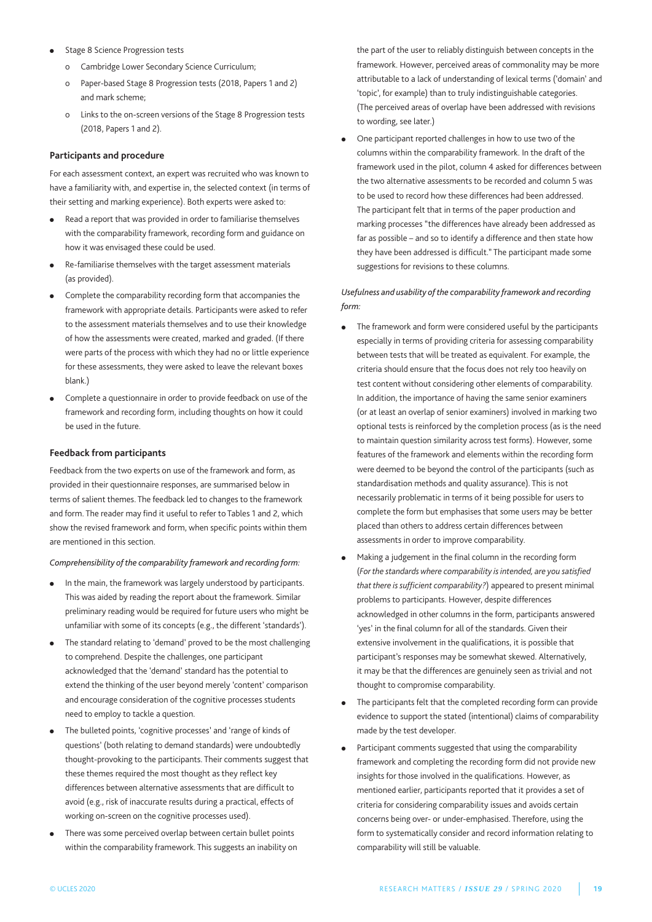- Stage 8 Science Progression tests
    - Cambridge Lower Secondary Science Curriculum;
    - Paper-based Stage 8 Progression tests (2018, Papers 1 and 2) and mark scheme;
    - Links to the on-screen versions of the Stage 8 Progression tests (2018, Papers 1 and 2).

### Participants and procedure

For each assessment context, an expert was recruited who was known to have a familiarity with, and expertise in, the selected context (in terms of their setting and marking experience). Both experts were asked to:

- Read a report that was provided in order to familiarise themselves with the comparability framework, recording form and guidance on how it was envisaged these could be used.
- Re-familiarise themselves with the target assessment materials (as provided).
- Complete the comparability recording form that accompanies the framework with appropriate details. Participants were asked to refer to the assessment materials themselves and to use their knowledge of how the assessments were created, marked and graded. (If there were parts of the process with which they had no or little experience for these assessments, they were asked to leave the relevant boxes blank.)
- Complete a questionnaire in order to provide feedback on use of the framework and recording form, including thoughts on how it could be used in the future.

### Feedback from participants

Feedback from the two experts on use of the framework and form, as provided in their questionnaire responses, are summarised below in terms of salient themes. The feedback led to changes to the framework and form. The reader may find it useful to refer to Tables 1 and 2, which show the revised framework and form, when specific points within them are mentioned in this section.

*Comprehensibility of the comparability framework and recording form:*

- In the main, the framework was largely understood by participants. This was aided by reading the report about the framework. Similar preliminary reading would be required for future users who might be unfamiliar with some of its concepts (e.g., the different 'standards').
- The standard relating to 'demand' proved to be the most challenging to comprehend. Despite the challenges, one participant acknowledged that the 'demand' standard has the potential to extend the thinking of the user beyond merely 'content' comparison and encourage consideration of the cognitive processes students need to employ to tackle a question.
- The bulleted points, 'cognitive processes' and 'range of kinds of questions' (both relating to demand standards) were undoubtedly thought-provoking to the participants. Their comments suggest that these themes required the most thought as they reflect key differences between alternative assessments that are difficult to avoid (e.g., risk of inaccurate results during a practical, effects of working on-screen on the cognitive processes used).
- There was some perceived overlap between certain bullet points within the comparability framework. This suggests an inability on the part of the user to reliably distinguish between concepts in the framework. However, perceived areas of commonality may be more attributable to a lack of understanding of lexical terms ('domain' and 'topic', for example) than to truly indistinguishable categories. (The perceived areas of overlap have been addressed with revisions to wording, see later.)
- One participant reported challenges in how to use two of the columns within the comparability framework. In the draft of the framework used in the pilot, column 4 asked for differences between the two alternative assessments to be recorded and column 5 was to be used to record how these differences had been addressed. The participant felt that in terms of the paper production and marking processes "the differences have already been addressed as far as possible – and so to identify a difference and then state how they have been addressed is difficult." The participant made some suggestions for revisions to these columns.

*Usefulness and usability of the comparability framework and recording form:*

- The framework and form were considered useful by the participants especially in terms of providing criteria for assessing comparability between tests that will be treated as equivalent. For example, the criteria should ensure that the focus does not rely too heavily on test content without considering other elements of comparability. In addition, the importance of having the same senior examiners (or at least an overlap of senior examiners) involved in marking two optional tests is reinforced by the completion process (as is the need to maintain question similarity across test forms). However, some features of the framework and elements within the recording form were deemed to be beyond the control of the participants (such as standardisation methods and quality assurance). This is not necessarily problematic in terms of it being possible for users to complete the form but emphasises that some users may be better placed than others to address certain differences between assessments in order to improve comparability.
- Making a judgement in the final column in the recording form (*For the standards where comparability is intended, are you satisfied that there is sufficient comparability?*) appeared to present minimal problems to participants. However, despite differences acknowledged in other columns in the form, participants answered 'yes' in the final column for all of the standards. Given their extensive involvement in the qualifications, it is possible that participant's responses may be somewhat skewed. Alternatively, it may be that the differences are genuinely seen as trivial and not thought to compromise comparability.
- The participants felt that the completed recording form can provide evidence to support the stated (intentional) claims of comparability made by the test developer.
- Participant comments suggested that using the comparability framework and completing the recording form did not provide new insights for those involved in the qualifications. However, as mentioned earlier, participants reported that it provides a set of criteria for considering comparability issues and avoids certain concerns being over- or under-emphasised. Therefore, using the form to systematically consider and record information relating to comparability will still be valuable.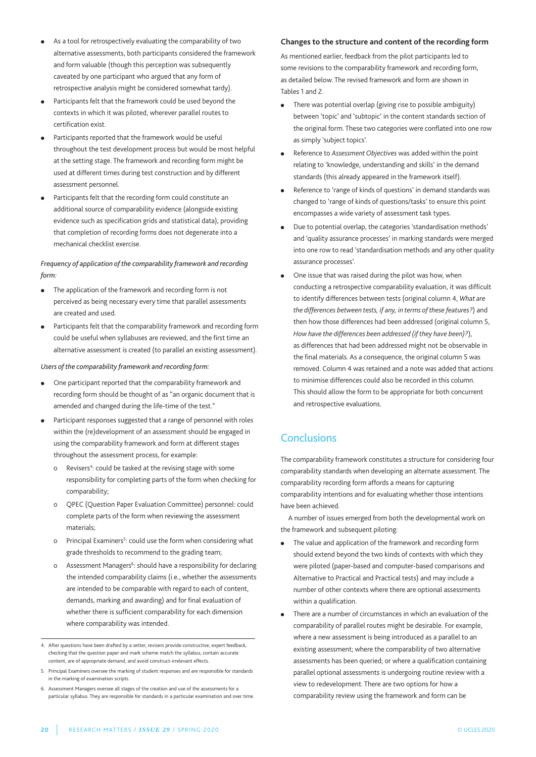- As a tool for retrospectively evaluating the comparability of two alternative assessments, both participants considered the framework and form valuable (though this perception was subsequently caveated by one participant who argued that any form of retrospective analysis might be considered somewhat tardy).
- Participants felt that the framework could be used beyond the contexts in which it was piloted, wherever parallel routes to certification exist.
- Participants reported that the framework would be useful throughout the test development process but would be most helpful at the setting stage. The framework and recording form might be used at different times during test construction and by different assessment personnel.
- Participants felt that the recording form could constitute an additional source of comparability evidence (alongside existing evidence such as specification grids and statistical data), providing that completion of recording forms does not degenerate into a mechanical checklist exercise.

*Frequency of application of the comparability framework and recording form:*

- The application of the framework and recording form is not perceived as being necessary every time that parallel assessments are created and used.
- Participants felt that the comparability framework and recording form could be useful when syllabuses are reviewed, and the first time an alternative assessment is created (to parallel an existing assessment).

*Users of the comparability framework and recording form:*

- One participant reported that the comparability framework and recording form should be thought of as "an organic document that is amended and changed during the life-time of the test."
- Participant responses suggested that a range of personnel with roles within the (re)development of an assessment should be engaged in using the comparability framework and form at different stages throughout the assessment process, for example:
  - Revisers[4]: could be tasked at the revising stage with some responsibility for completing parts of the form when checking for comparability;
  - QPEC (Question Paper Evaluation Committee) personnel: could complete parts of the form when reviewing the assessment materials;
  - Principal Examiners[5]: could use the form when considering what grade thresholds to recommend to the grading team;
  - Assessment Managers[6]: should have a responsibility for declaring the intended comparability claims (i.e., whether the assessments are intended to be comparable with regard to each of content, demands, marking and awarding) and for final evaluation of whether there is sufficient comparability for each dimension where comparability was intended.

### Changes to the structure and content of the recording form

As mentioned earlier, feedback from the pilot participants led to some revisions to the comparability framework and recording form, as detailed below. The revised framework and form are shown in Tables 1 and 2.

- There was potential overlap (giving rise to possible ambiguity) between 'topic' and 'subtopic' in the content standards section of the original form. These two categories were conflated into one row as simply 'subject topics'.
- Reference to *Assessment Objectives* was added within the point relating to 'knowledge, understanding and skills' in the demand standards (this already appeared in the framework itself).
- Reference to 'range of kinds of questions' in demand standards was changed to 'range of kinds of questions/tasks' to ensure this point encompasses a wide variety of assessment task types.
- Due to potential overlap, the categories 'standardisation methods' and 'quality assurance processes' in marking standards were merged into one row to read 'standardisation methods and any other quality assurance processes'.
- One issue that was raised during the pilot was how, when conducting a retrospective comparability evaluation, it was difficult to identify differences between tests (original column 4, *What are the differences between tests, if any, in terms of these features?*) and then how those differences had been addressed (original column 5, *How have the differences been addressed (if they have been)?*), as differences that had been addressed might not be observable in the final materials. As a consequence, the original column 5 was removed. Column 4 was retained and a note was added that actions to minimise differences could also be recorded in this column. This should allow the form to be appropriate for both concurrent and retrospective evaluations.

## Conclusions

The comparability framework constitutes a structure for considering four comparability standards when developing an alternate assessment. The comparability recording form affords a means for capturing comparability intentions and for evaluating whether those intentions have been achieved.

A number of issues emerged from both the developmental work on the framework and subsequent piloting:

- The value and application of the framework and recording form should extend beyond the two kinds of contexts with which they were piloted (paper-based and computer-based comparisons and Alternative to Practical and Practical tests) and may include a number of other contexts where there are optional assessments within a qualification.
- There are a number of circumstances in which an evaluation of the comparability of parallel routes might be desirable. For example, where a new assessment is being introduced as a parallel to an existing assessment; where the comparability of two alternative assessments has been queried; or where a qualification containing parallel optional assessments is undergoing routine review with a view to redevelopment. There are two options for how a comparability review using the framework and form can be

---

4. After questions have been drafted by a setter, revisers provide constructive, expert feedback, checking that the question paper and mark scheme match the syllabus, contain accurate content, are of appropriate demand, and avoid construct-irrelevant effects.
5. Principal Examiners oversee the marking of student responses and are responsible for standards in the marking of examination scripts.
6. Assessment Managers oversee all stages of the creation and use of the assessments for a particular syllabus. They are responsible for standards in a particular examination and over time.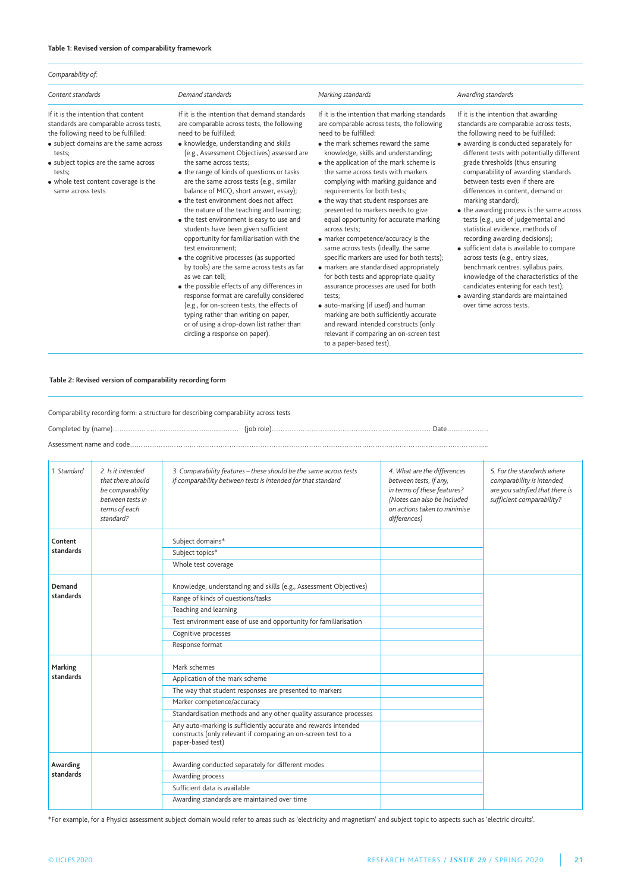**Table 1: Revised version of comparability framework**

| *Comparability of:* | | | |
|---|---|---|---|
| *Content standards* | *Demand standards* | *Marking standards* | *Awarding standards* |
| If it is the intention that content standards are comparable across tests, the following need to be fulfilled:<br>• subject domains are the same across tests;<br>• subject topics are the same across tests;<br>• whole test content coverage is the same across tests. | If it is the intention that demand standards are comparable across tests, the following need to be fulfilled:<br>• knowledge, understanding and skills (e.g., Assessment Objectives) assessed are the same across tests;<br>• the range of kinds of questions or tasks are the same across tests (e.g., similar balance of MCQ, short answer, essay);<br>• the test environment does not affect the nature of the teaching and learning;<br>• the test environment is easy to use and students have been given sufficient opportunity for familiarisation with the test environment;<br>• the cognitive processes (as supported by tools) are the same across tests as far as we can tell;<br>• the possible effects of any differences in response format are carefully considered (e.g., for on-screen tests, the effects of typing rather than writing on paper, or of using a drop-down list rather than circling a response on paper). | If it is the intention that marking standards are comparable across tests, the following need to be fulfilled:<br>• the mark schemes reward the same knowledge, skills and understanding;<br>• the application of the mark scheme is the same across tests with markers complying with marking guidance and requirements for both tests;<br>• the way that student responses are presented to markers needs to give equal opportunity for accurate marking across tests;<br>• marker competence/accuracy is the same across tests (ideally, the same specific markers are used for both tests);<br>• markers are standardised appropriately for both tests and appropriate quality assurance processes are used for both tests;<br>• auto-marking (if used) and human marking are both sufficiently accurate and reward intended constructs (only relevant if comparing an on-screen test to a paper-based test). | If it is the intention that awarding standards are comparable across tests, the following need to be fulfilled:<br>• awarding is conducted separately for different tests with potentially different grade thresholds (thus ensuring comparability of awarding standards between tests even if there are differences in content, demand or marking standard);<br>• the awarding process is the same across tests (e.g., use of judgemental and statistical evidence, methods of recording awarding decisions);<br>• sufficient data is available to compare across tests (e.g., entry sizes, benchmark centres, syllabus pairs, knowledge of the characteristics of the candidates entering for each test);<br>• awarding standards are maintained over time across tests. |

**Table 2: Revised version of comparability recording form**

Comparability recording form: a structure for describing comparability across tests

Completed by (name)……………………………………………… (job role)…………………………………………………………… Date………………

Assessment name and code……………………………………………………………………………………………………………………………………

| *1. Standard* | *2. Is it intended that there should be comparability between tests in terms of each standard?* | *3. Comparability features – these should be the same across tests if comparability between tests is intended for that standard* | *4. What are the differences between tests, if any, in terms of these features? (Notes can also be included on actions taken to minimise differences)* | *5. For the standards where comparability is intended, are you satisfied that there is sufficient comparability?* |
|---|---|---|---|---|
| **Content standards** | | Subject domains* | | |
| | | Subject topics* | | |
| | | Whole test coverage | | |
| **Demand standards** | | Knowledge, understanding and skills (e.g., Assessment Objectives) | | |
| | | Range of kinds of questions/tasks | | |
| | | Teaching and learning | | |
| | | Test environment ease of use and opportunity for familiarisation | | |
| | | Cognitive processes | | |
| | | Response format | | |
| **Marking standards** | | Mark schemes | | |
| | | Application of the mark scheme | | |
| | | The way that student responses are presented to markers | | |
| | | Marker competence/accuracy | | |
| | | Standardisation methods and any other quality assurance processes | | |
| | | Any auto-marking is sufficiently accurate and rewards intended constructs (only relevant if comparing an on-screen test to a paper-based test) | | |
| **Awarding standards** | | Awarding conducted separately for different modes | | |
| | | Awarding process | | |
| | | Sufficient data is available | | |
| | | Awarding standards are maintained over time | | |

*For example, for a Physics assessment subject domain would refer to areas such as 'electricity and magnetism' and subject topic to aspects such as 'electric circuits'.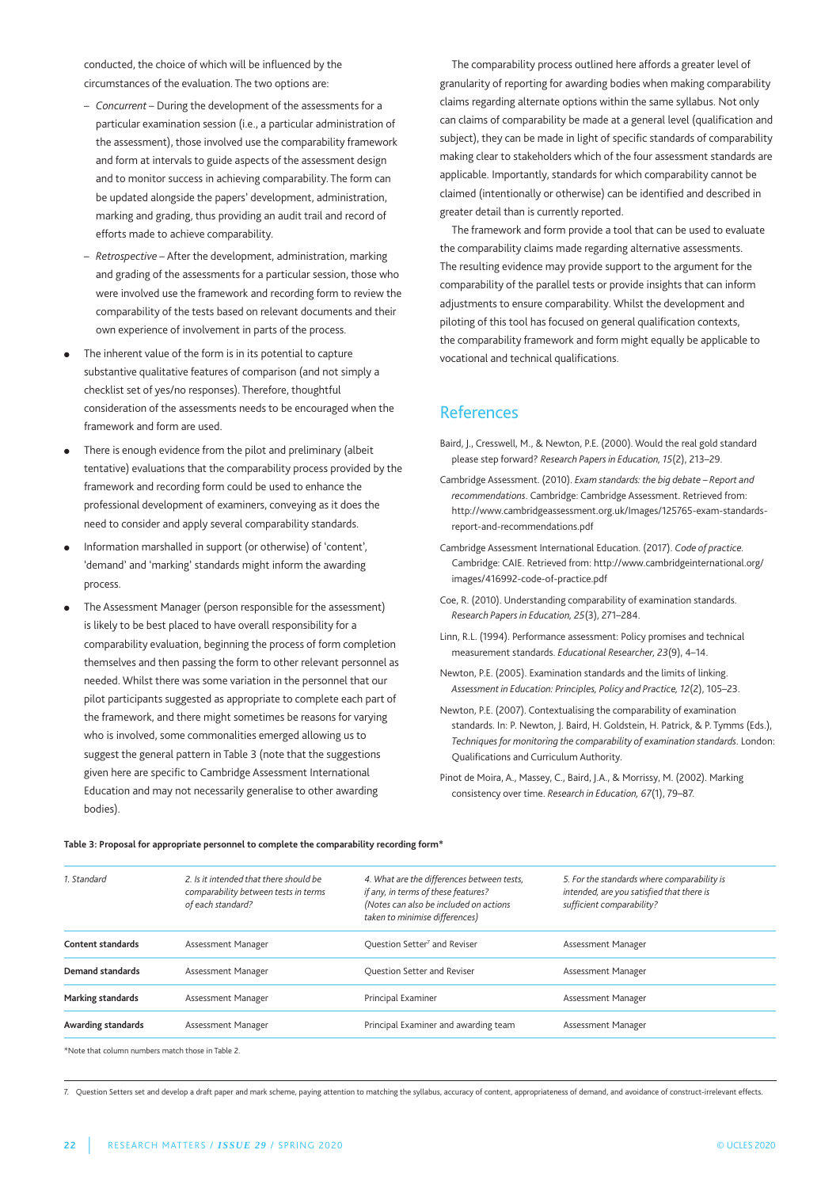conducted, the choice of which will be influenced by the circumstances of the evaluation. The two options are:

  – *Concurrent* – During the development of the assessments for a particular examination session (i.e., a particular administration of the assessment), those involved use the comparability framework and form at intervals to guide aspects of the assessment design and to monitor success in achieving comparability. The form can be updated alongside the papers' development, administration, marking and grading, thus providing an audit trail and record of efforts made to achieve comparability.

  – *Retrospective* – After the development, administration, marking and grading of the assessments for a particular session, those who were involved use the framework and recording form to review the comparability of the tests based on relevant documents and their own experience of involvement in parts of the process.

- The inherent value of the form is in its potential to capture substantive qualitative features of comparison (and not simply a checklist set of yes/no responses). Therefore, thoughtful consideration of the assessments needs to be encouraged when the framework and form are used.

- There is enough evidence from the pilot and preliminary (albeit tentative) evaluations that the comparability process provided by the framework and recording form could be used to enhance the professional development of examiners, conveying as it does the need to consider and apply several comparability standards.

- Information marshalled in support (or otherwise) of 'content', 'demand' and 'marking' standards might inform the awarding process.

- The Assessment Manager (person responsible for the assessment) is likely to be best placed to have overall responsibility for a comparability evaluation, beginning the process of form completion themselves and then passing the form to other relevant personnel as needed. Whilst there was some variation in the personnel that our pilot participants suggested as appropriate to complete each part of the framework, and there might sometimes be reasons for varying who is involved, some commonalities emerged allowing us to suggest the general pattern in Table 3 (note that the suggestions given here are specific to Cambridge Assessment International Education and may not necessarily generalise to other awarding bodies).

The comparability process outlined here affords a greater level of granularity of reporting for awarding bodies when making comparability claims regarding alternate options within the same syllabus. Not only can claims of comparability be made at a general level (qualification and subject), they can be made in light of specific standards of comparability making clear to stakeholders which of the four assessment standards are applicable. Importantly, standards for which comparability cannot be claimed (intentionally or otherwise) can be identified and described in greater detail than is currently reported.

The framework and form provide a tool that can be used to evaluate the comparability claims made regarding alternative assessments. The resulting evidence may provide support to the argument for the comparability of the parallel tests or provide insights that can inform adjustments to ensure comparability. Whilst the development and piloting of this tool has focused on general qualification contexts, the comparability framework and form might equally be applicable to vocational and technical qualifications.

## References

Baird, J., Cresswell, M., & Newton, P.E. (2000). Would the real gold standard please step forward? *Research Papers in Education, 15*(2), 213–29.

Cambridge Assessment. (2010). *Exam standards: the big debate – Report and recommendations*. Cambridge: Cambridge Assessment. Retrieved from: http://www.cambridgeassessment.org.uk/Images/125765-exam-standards-report-and-recommendations.pdf

Cambridge Assessment International Education. (2017). *Code of practice*. Cambridge: CAIE. Retrieved from: http://www.cambridgeinternational.org/images/416992-code-of-practice.pdf

Coe, R. (2010). Understanding comparability of examination standards. *Research Papers in Education, 25*(3), 271–284.

Linn, R.L. (1994). Performance assessment: Policy promises and technical measurement standards. *Educational Researcher, 23*(9), 4–14.

Newton, P.E. (2005). Examination standards and the limits of linking. *Assessment in Education: Principles, Policy and Practice, 12*(2), 105–23.

Newton, P.E. (2007). Contextualising the comparability of examination standards. In: P. Newton, J. Baird, H. Goldstein, H. Patrick, & P. Tymms (Eds.), *Techniques for monitoring the comparability of examination standards*. London: Qualifications and Curriculum Authority.

Pinot de Moira, A., Massey, C., Baird, J.A., & Morrissy, M. (2002). Marking consistency over time. *Research in Education, 67*(1), 79–87.

**Table 3: Proposal for appropriate personnel to complete the comparability recording form***

| *1. Standard* | *2. Is it intended that there should be comparability between tests in terms of each standard?* | *4. What are the differences between tests, if any, in terms of these features? (Notes can also be included on actions taken to minimise differences)* | *5. For the standards where comparability is intended, are you satisfied that there is sufficient comparability?* |
|---|---|---|---|
| **Content standards** | Assessment Manager | Question Setter[7] and Reviser | Assessment Manager |
| **Demand standards** | Assessment Manager | Question Setter and Reviser | Assessment Manager |
| **Marking standards** | Assessment Manager | Principal Examiner | Assessment Manager |
| **Awarding standards** | Assessment Manager | Principal Examiner and awarding team | Assessment Manager |

*Note that column numbers match those in Table 2.

7. Question Setters set and develop a draft paper and mark scheme, paying attention to matching the syllabus, accuracy of content, appropriateness of demand, and avoidance of construct-irrelevant effects.